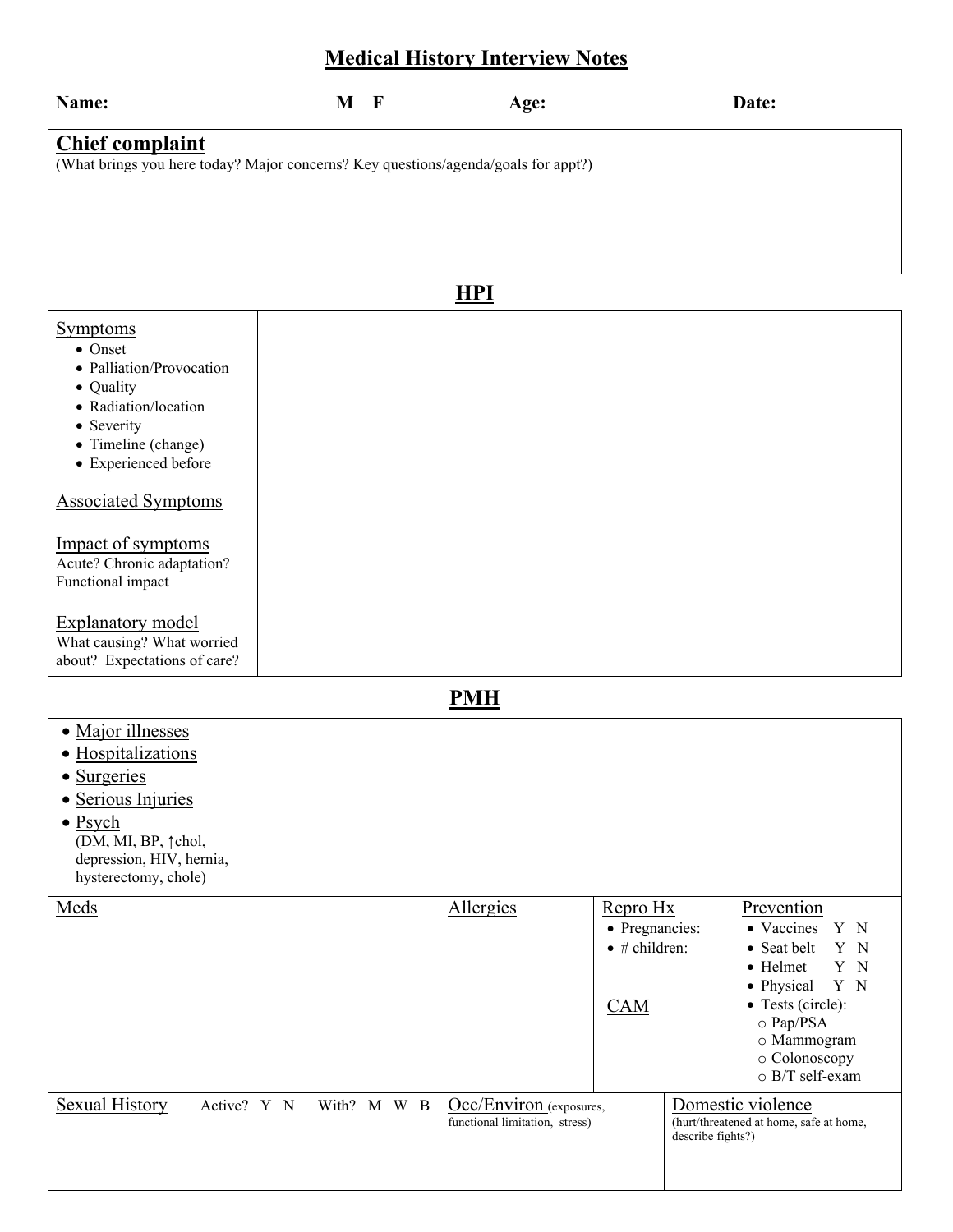# Medical History Interview Notes

**Name:** **M F** **Age:** **Date:**

## Chief complaint

(What brings you here today? Major concerns? Key questions/agenda/goals for appt?)

## HPI

| | |
|---|---|
| Symptoms<br>• Onset<br>• Palliation/Provocation<br>• Quality<br>• Radiation/location<br>• Severity<br>• Timeline (change)<br>• Experienced before<br><br>Associated Symptoms<br><br>Impact of symptoms<br>Acute? Chronic adaptation?<br>Functional impact<br><br>Explanatory model<br>What causing? What worried about? Expectations of care? | |

## PMH

- Major illnesses
- Hospitalizations
- Surgeries
- Serious Injuries
- Psych
  (DM, MI, BP, ↑chol, depression, HIV, hernia, hysterectomy, chole)

| Meds | Allergies | Repro Hx | Prevention |
|---|---|---|---|
| | | • Pregnancies:<br>• # children: | • Vaccines Y N<br>• Seat belt Y N<br>• Helmet Y N<br>• Physical Y N<br>• Tests (circle):<br>○ Pap/PSA<br>○ Mammogram<br>○ Colonoscopy<br>○ B/T self-exam |
| | | CAM | |

| Sexual History Active? Y N With? M W B | Occ/Environ (exposures, functional limitation, stress) | Domestic violence (hurt/threatened at home, safe at home, describe fights?) |
|---|---|---|
| | | |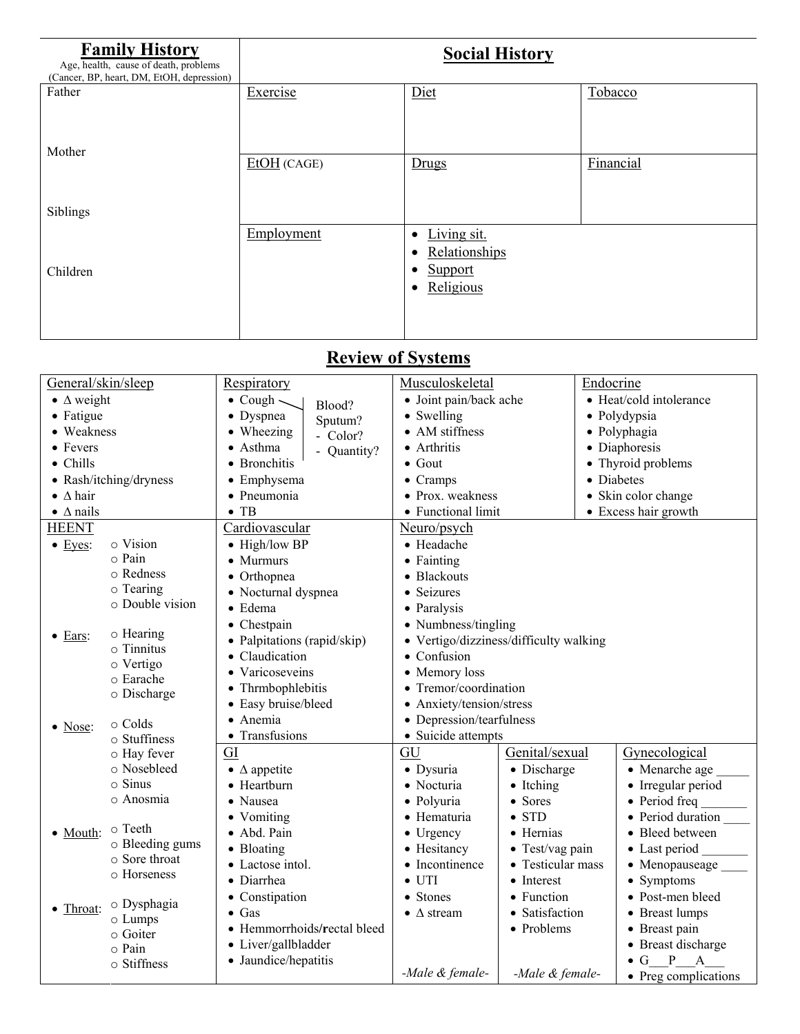## Family History

Age, health, cause of death, problems
(Cancer, BP, heart, DM, EtOH, depression)

Father

Mother

Siblings

Children

## Social History

| Exercise | Diet | Tobacco |
|---|---|---|
| EtOH (CAGE) | Drugs | Financial |
| Employment | • Living sit.<br>• Relationships<br>• Support<br>• Religious | |

## Review of Systems

**General/skin/sleep**
- Δ weight
- Fatigue
- Weakness
- Fevers
- Chills
- Rash/itching/dryness
- Δ hair
- Δ nails

**Respiratory**
- Cough
- Dyspnea
- Wheezing
- Asthma
- Bronchitis
- Emphysema
- Pneumonia
- TB

Blood?
Sputum?
- Color?
- Quantity?

**Musculoskeletal**
- Joint pain/back ache
- Swelling
- AM stiffness
- Arthritis
- Gout
- Cramps
- Prox. weakness
- Functional limit

**Endocrine**
- Heat/cold intolerance
- Polydypsia
- Polyphagia
- Diaphoresis
- Thyroid problems
- Diabetes
- Skin color change
- Excess hair growth

**HEENT**
- Eyes:
  - Vision
  - Pain
  - Redness
  - Tearing
  - Double vision
- Ears:
  - Hearing
  - Tinnitus
  - Vertigo
  - Earache
  - Discharge
- Nose:
  - Colds
  - Stuffiness
  - Hay fever
  - Nosebleed
  - Sinus
  - Anosmia
- Mouth:
  - Teeth
  - Bleeding gums
  - Sore throat
  - Horseness
- Throat:
  - Dysphagia
  - Lumps
  - Goiter
  - Pain
  - Stiffness

**Cardiovascular**
- High/low BP
- Murmurs
- Orthopnea
- Nocturnal dyspnea
- Edema
- Chestpain
- Palpitations (rapid/skip)
- Claudication
- Varicoseveins
- Thrmbophlebitis
- Easy bruise/bleed
- Anemia
- Transfusions

**Neuro/psych**
- Headache
- Fainting
- Blackouts
- Seizures
- Paralysis
- Numbness/tingling
- Vertigo/dizziness/difficulty walking
- Confusion
- Memory loss
- Tremor/coordination
- Anxiety/tension/stress
- Depression/tearfulness
- Suicide attempts

**GI**
- Δ appetite
- Heartburn
- Nausea
- Vomiting
- Abd. Pain
- Bloating
- Lactose intol.
- Diarrhea
- Constipation
- Gas
- Hemmorrhoids/rectal bleed
- Liver/gallbladder
- Jaundice/hepatitis

**GU**
- Dysuria
- Nocturia
- Polyuria
- Hematuria
- Urgency
- Hesitancy
- Incontinence
- UTI
- Stones
- Δ stream

*-Male & female-*

**Genital/sexual**
- Discharge
- Itching
- Sores
- STD
- Hernias
- Test/vag pain
- Testicular mass
- Interest
- Function
- Satisfaction
- Problems

*-Male & female-*

**Gynecological**
- Menarche age _____
- Irregular period
- Period freq _______
- Period duration ____
- Bleed between
- Last period _______
- Menopauseage ____
- Symptoms
- Post-men bleed
- Breast lumps
- Breast pain
- Breast discharge
- G___P___A___
- Preg complications